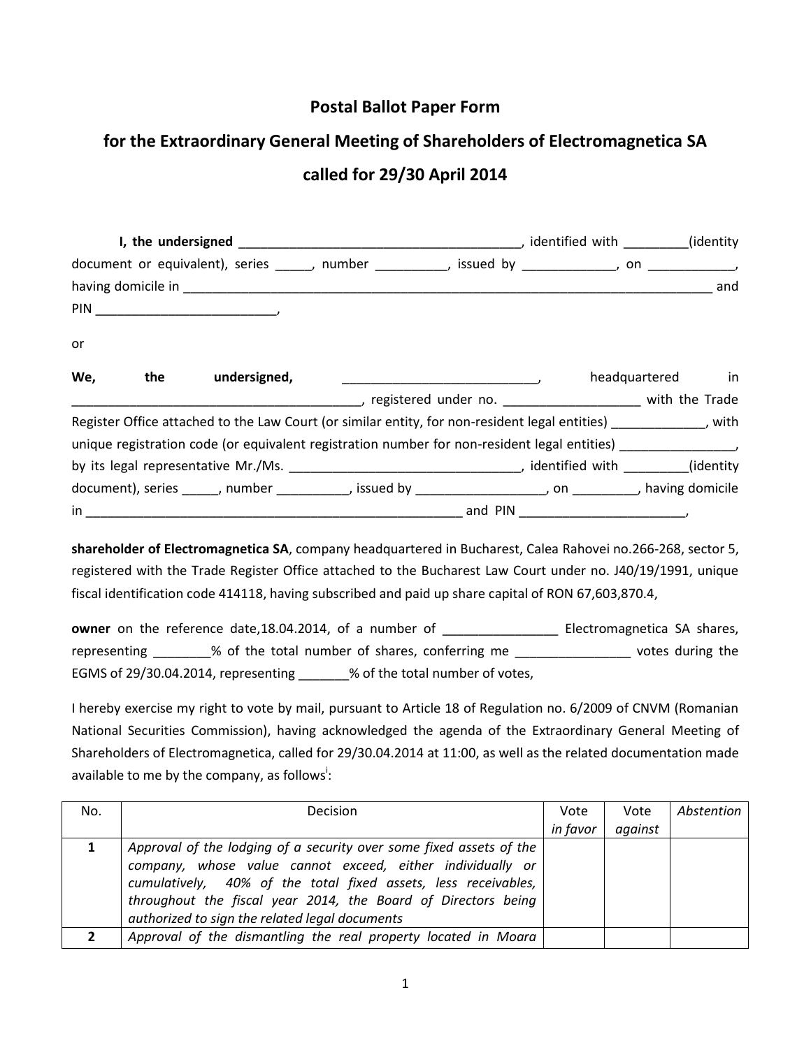# Postal Ballot Paper Form

## for the Extraordinary General Meeting of Shareholders of Electromagnetica SA

## called for 29/30 April 2014

**I, the undersigned** ________________________________________, identified with _________(identity document or equivalent), series _____, number __________, issued by _____________, on ____________, having domicile in ___________________________________________________________________________ and PIN _________________________,

or

**We, the undersigned,** ___________________________, headquartered in ________________________________________, registered under no. ___________________ with the Trade Register Office attached to the Law Court (or similar entity, for non-resident legal entities) _____________, with unique registration code (or equivalent registration number for non-resident legal entities) ________________, by its legal representative Mr./Ms. ________________________________, identified with _________(identity document), series _____, number __________, issued by __________________, on _________, having domicile in _____________________________________________________ and PIN _______________________,

**shareholder of Electromagnetica SA**, company headquartered in Bucharest, Calea Rahovei no.266-268, sector 5, registered with the Trade Register Office attached to the Bucharest Law Court under no. J40/19/1991, unique fiscal identification code 414118, having subscribed and paid up share capital of RON 67,603,870.4,

**owner** on the reference date,18.04.2014, of a number of ________________ Electromagnetica SA shares, representing ________% of the total number of shares, conferring me ________________ votes during the EGMS of 29/30.04.2014, representing _______% of the total number of votes,

I hereby exercise my right to vote by mail, pursuant to Article 18 of Regulation no. 6/2009 of CNVM (Romanian National Securities Commission), having acknowledged the agenda of the Extraordinary General Meeting of Shareholders of Electromagnetica, called for 29/30.04.2014 at 11:00, as well as the related documentation made available to me by the company, as follows[i]:

| No. | Decision | Vote *in favor* | Vote *against* | *Abstention* |
|---|---|---|---|---|
| **1** | *Approval of the lodging of a security over some fixed assets of the company, whose value cannot exceed, either individually or cumulatively, 40% of the total fixed assets, less receivables, throughout the fiscal year 2014, the Board of Directors being authorized to sign the related legal documents* | | | |
| **2** | *Approval of the dismantling the real property located in Moara* | | | |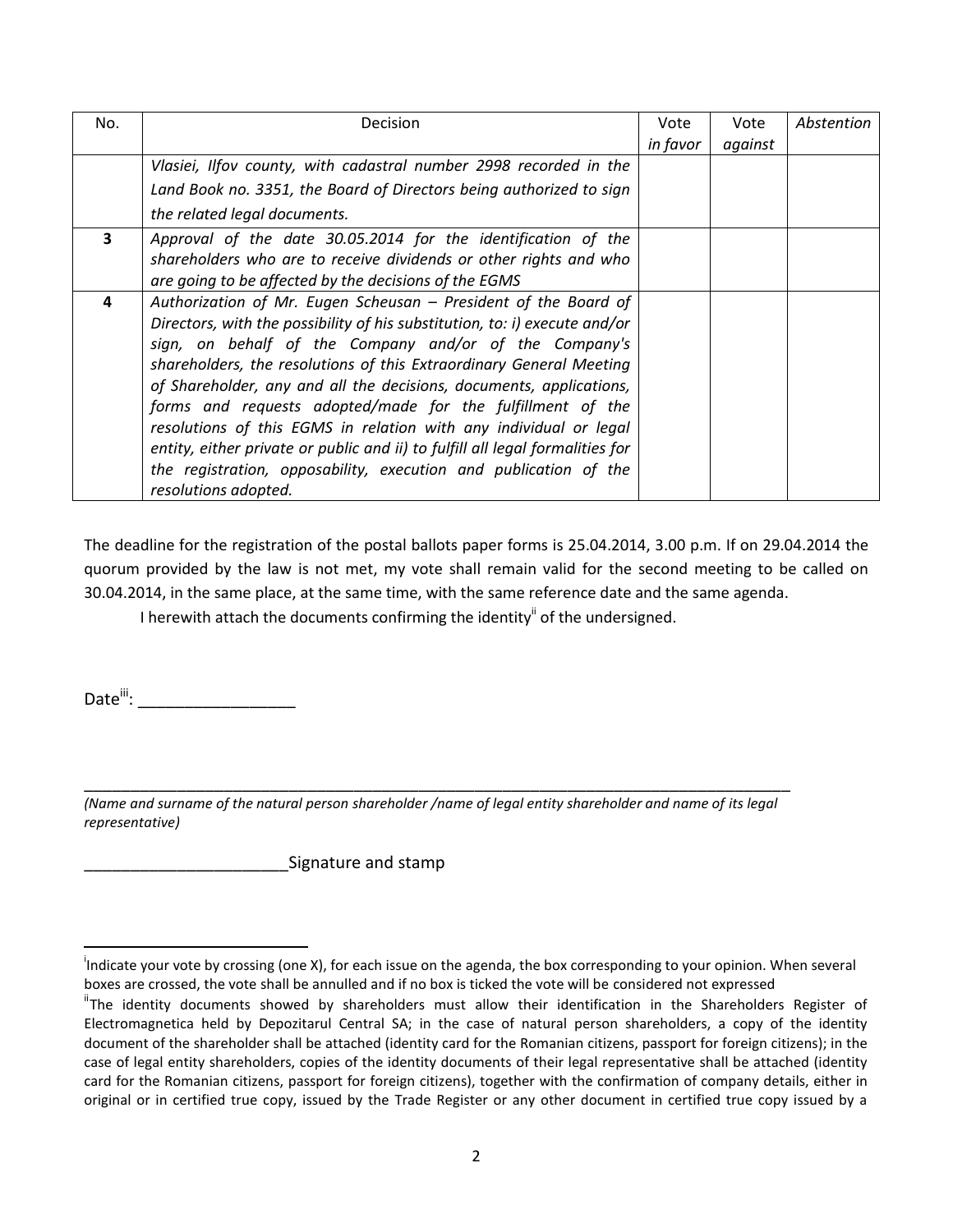| No. | Decision | Vote *in favor* | Vote *against* | *Abstention* |
|---|---|---|---|---|
| | *Vlasiei, Ilfov county, with cadastral number 2998 recorded in the Land Book no. 3351, the Board of Directors being authorized to sign the related legal documents.* | | | |
| **3** | *Approval of the date 30.05.2014 for the identification of the shareholders who are to receive dividends or other rights and who are going to be affected by the decisions of the EGMS* | | | |
| **4** | *Authorization of Mr. Eugen Scheusan – President of the Board of Directors, with the possibility of his substitution, to: i) execute and/or sign, on behalf of the Company and/or of the Company's shareholders, the resolutions of this Extraordinary General Meeting of Shareholder, any and all the decisions, documents, applications, forms and requests adopted/made for the fulfillment of the resolutions of this EGMS in relation with any individual or legal entity, either private or public and ii) to fulfill all legal formalities for the registration, opposability, execution and publication of the resolutions adopted.* | | | |

The deadline for the registration of the postal ballots paper forms is 25.04.2014, 3.00 p.m. If on 29.04.2014 the quorum provided by the law is not met, my vote shall remain valid for the second meeting to be called on 30.04.2014, in the same place, at the same time, with the same reference date and the same agenda.

I herewith attach the documents confirming the identity[ii] of the undersigned.

Date[iii]: _________________

________________________________________________________________________________________

*(Name and surname of the natural person shareholder /name of legal entity shareholder and name of its legal representative)*

______________________Signature and stamp

---

[i]Indicate your vote by crossing (one X), for each issue on the agenda, the box corresponding to your opinion. When several boxes are crossed, the vote shall be annulled and if no box is ticked the vote will be considered not expressed

[ii]The identity documents showed by shareholders must allow their identification in the Shareholders Register of Electromagnetica held by Depozitarul Central SA; in the case of natural person shareholders, a copy of the identity document of the shareholder shall be attached (identity card for the Romanian citizens, passport for foreign citizens); in the case of legal entity shareholders, copies of the identity documents of their legal representative shall be attached (identity card for the Romanian citizens, passport for foreign citizens), together with the confirmation of company details, either in original or in certified true copy, issued by the Trade Register or any other document in certified true copy issued by a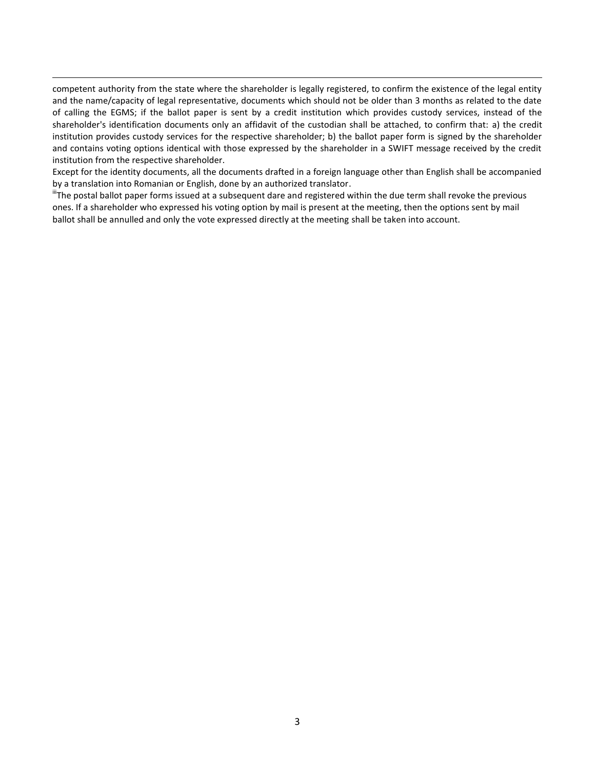competent authority from the state where the shareholder is legally registered, to confirm the existence of the legal entity and the name/capacity of legal representative, documents which should not be older than 3 months as related to the date of calling the EGMS; if the ballot paper is sent by a credit institution which provides custody services, instead of the shareholder's identification documents only an affidavit of the custodian shall be attached, to confirm that: a) the credit institution provides custody services for the respective shareholder; b) the ballot paper form is signed by the shareholder and contains voting options identical with those expressed by the shareholder in a SWIFT message received by the credit institution from the respective shareholder.

Except for the identity documents, all the documents drafted in a foreign language other than English shall be accompanied by a translation into Romanian or English, done by an authorized translator.

[iii]The postal ballot paper forms issued at a subsequent dare and registered within the due term shall revoke the previous ones. If a shareholder who expressed his voting option by mail is present at the meeting, then the options sent by mail ballot shall be annulled and only the vote expressed directly at the meeting shall be taken into account.